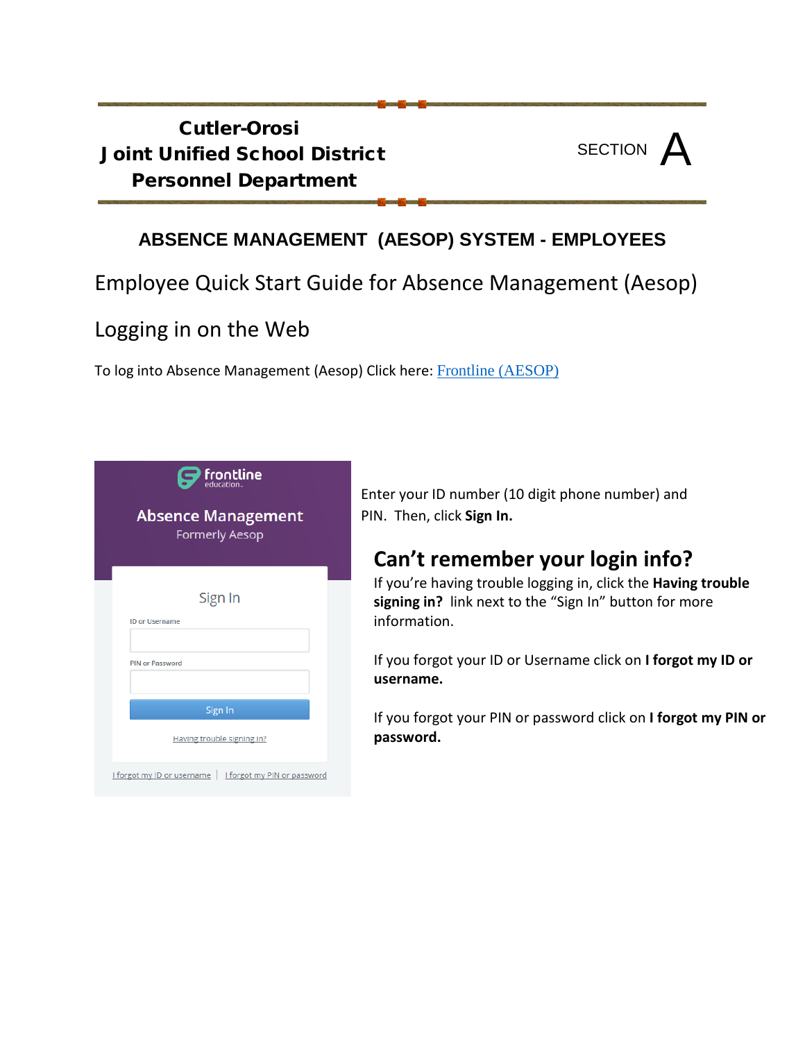# Cutler-Orosi Joint Unified School District Personnel Department

SECTION A

## ABSENCE MANAGEMENT (AESOP) SYSTEM - EMPLOYEES

## Employee Quick Start Guide for Absence Management (Aesop)

## Logging in on the Web

To log into Absence Management (Aesop) Click here: [Frontline (AESOP)]()

frontline education

Absence Management
Formerly Aesop

Sign In

ID or Username

PIN or Password

Sign In

Having trouble signing in?

I forgot my ID or username | I forgot my PIN or password

Enter your ID number (10 digit phone number) and PIN. Then, click **Sign In.**

### Can't remember your login info?

If you're having trouble logging in, click the **Having trouble signing in?** link next to the "Sign In" button for more information.

If you forgot your ID or Username click on **I forgot my ID or username.**

If you forgot your PIN or password click on **I forgot my PIN or password.**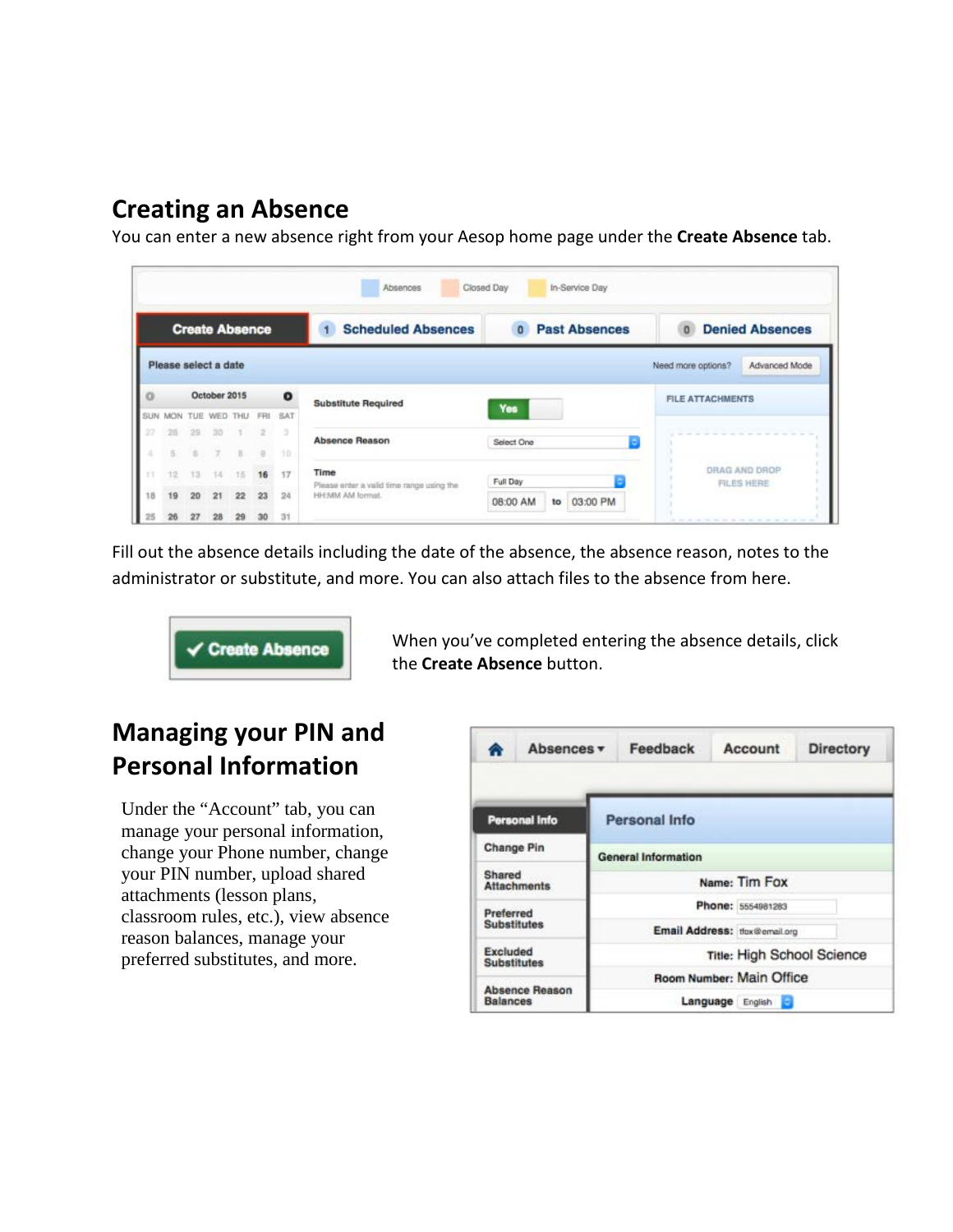## Creating an Absence

You can enter a new absence right from your Aesop home page under the **Create Absence** tab.

Fill out the absence details including the date of the absence, the absence reason, notes to the administrator or substitute, and more. You can also attach files to the absence from here.

When you've completed entering the absence details, click the **Create Absence** button.

## Managing your PIN and Personal Information

Under the "Account" tab, you can manage your personal information, change your Phone number, change your PIN number, upload shared attachments (lesson plans, classroom rules, etc.), view absence reason balances, manage your preferred substitutes, and more.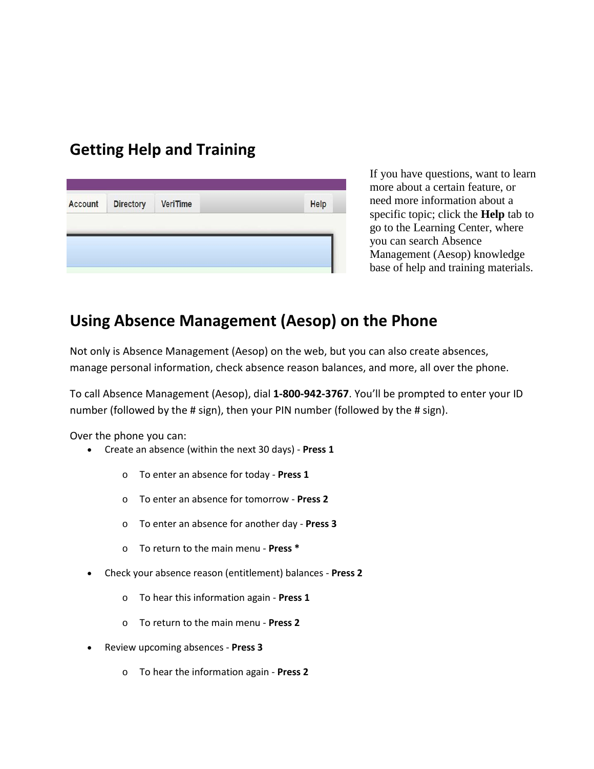## Getting Help and Training

If you have questions, want to learn more about a certain feature, or need more information about a specific topic; click the **Help** tab to go to the Learning Center, where you can search Absence Management (Aesop) knowledge base of help and training materials.

## Using Absence Management (Aesop) on the Phone

Not only is Absence Management (Aesop) on the web, but you can also create absences, manage personal information, check absence reason balances, and more, all over the phone.

To call Absence Management (Aesop), dial **1-800-942-3767**. You'll be prompted to enter your ID number (followed by the # sign), then your PIN number (followed by the # sign).

Over the phone you can:

- Create an absence (within the next 30 days) - **Press 1**
    - To enter an absence for today - **Press 1**
    - To enter an absence for tomorrow - **Press 2**
    - To enter an absence for another day - **Press 3**
    - To return to the main menu - **Press ***
- Check your absence reason (entitlement) balances - **Press 2**
    - To hear this information again - **Press 1**
    - To return to the main menu - **Press 2**
- Review upcoming absences - **Press 3**
    - To hear the information again - **Press 2**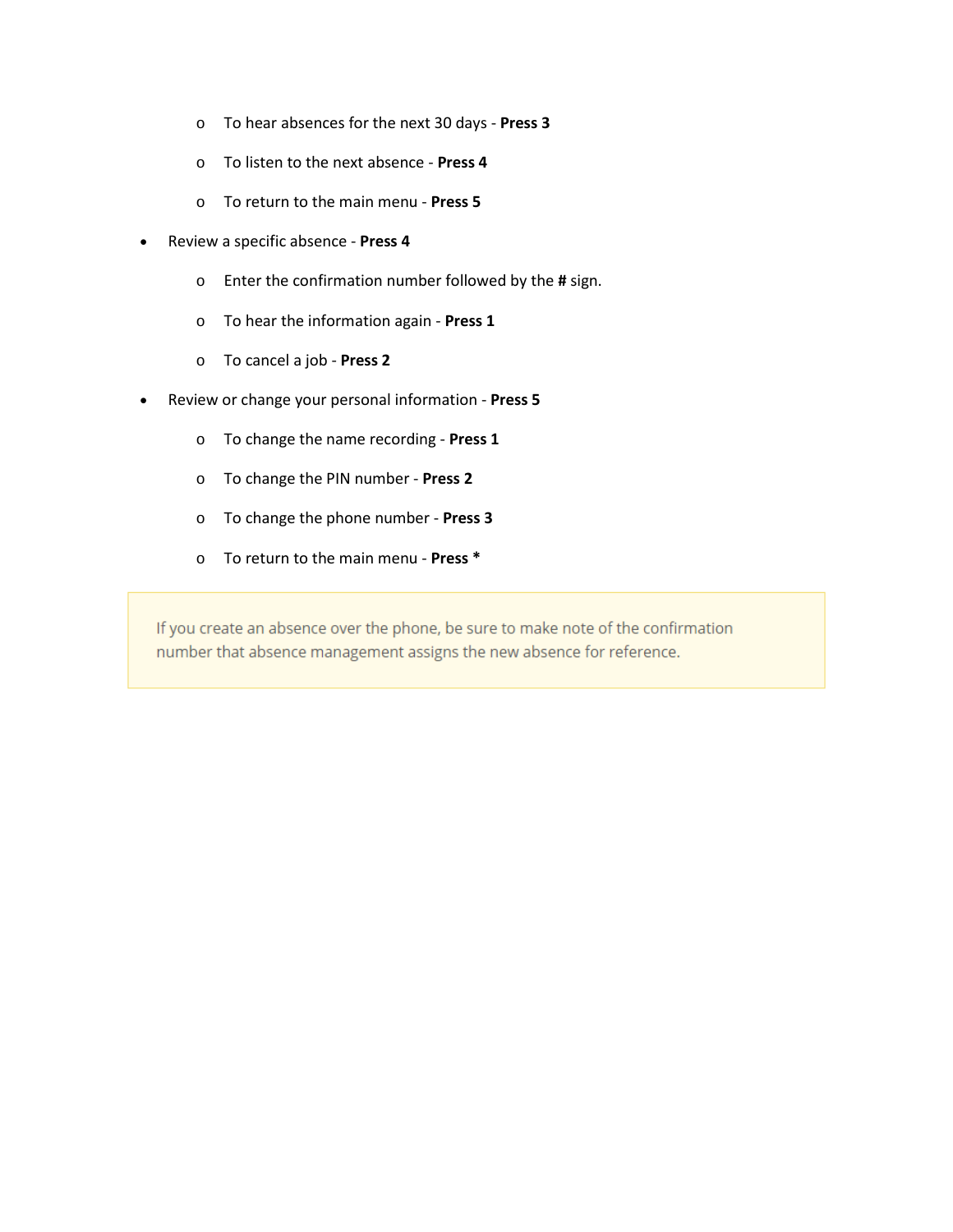- To hear absences for the next 30 days - **Press 3**
    - To listen to the next absence - **Press 4**
    - To return to the main menu - **Press 5**
- Review a specific absence - **Press 4**
    - Enter the confirmation number followed by the **#** sign.
    - To hear the information again - **Press 1**
    - To cancel a job - **Press 2**
- Review or change your personal information - **Press 5**
    - To change the name recording - **Press 1**
    - To change the PIN number - **Press 2**
    - To change the phone number - **Press 3**
    - To return to the main menu - **Press ***

> If you create an absence over the phone, be sure to make note of the confirmation number that absence management assigns the new absence for reference.